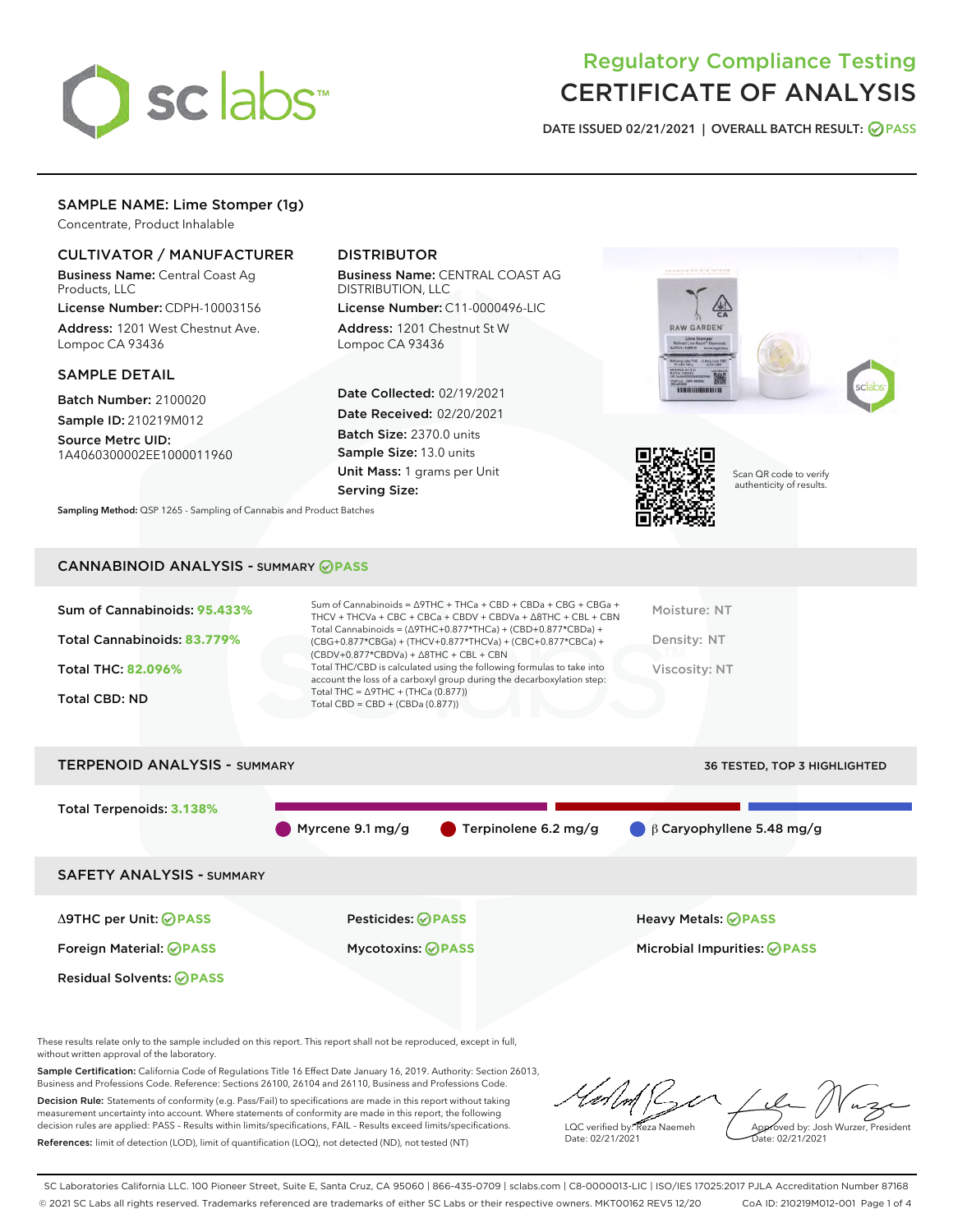# Regulatory Compliance Testing
# CERTIFICATE OF ANALYSIS

DATE ISSUED 02/21/2021 | OVERALL BATCH RESULT: PASS

## SAMPLE NAME: Lime Stomper (1g)

Concentrate, Product Inhalable

### CULTIVATOR / MANUFACTURER

**Business Name:** Central Coast Ag Products, LLC

**License Number:** CDPH-10003156

**Address:** 1201 West Chestnut Ave. Lompoc CA 93436

### DISTRIBUTOR

**Business Name:** CENTRAL COAST AG DISTRIBUTION, LLC

**License Number:** C11-0000496-LIC

**Address:** 1201 Chestnut St W Lompoc CA 93436

### SAMPLE DETAIL

**Batch Number:** 2100020

**Sample ID:** 210219M012

**Source Metrc UID:** 1A4060300002EE1000011960

**Date Collected:** 02/19/2021

**Date Received:** 02/20/2021

**Batch Size:** 2370.0 units

**Sample Size:** 13.0 units

**Unit Mass:** 1 grams per Unit

**Serving Size:**

Scan QR code to verify authenticity of results.

**Sampling Method:** QSP 1265 - Sampling of Cannabis and Product Batches

## CANNABINOID ANALYSIS - SUMMARY PASS

**Sum of Cannabinoids:** 95.433%

**Total Cannabinoids:** 83.779%

**Total THC:** 82.096%

**Total CBD:** ND

Sum of Cannabinoids = Δ9THC + THCa + CBD + CBDa + CBG + CBGa + THCV + THCVa + CBC + CBCa + CBDV + CBDVa + Δ8THC + CBL + CBN

Total Cannabinoids = (Δ9THC+0.877*THCa) + (CBD+0.877*CBDa) + (CBG+0.877*CBGa) + (THCV+0.877*THCVa) + (CBC+0.877*CBCa) + (CBDV+0.877*CBDVa) + Δ8THC + CBL + CBN

Total THC/CBD is calculated using the following formulas to take into account the loss of a carboxyl group during the decarboxylation step:

Total THC = Δ9THC + (THCa (0.877))

Total CBD = CBD + (CBDa (0.877))

Moisture: NT

Density: NT

Viscosity: NT

## TERPENOID ANALYSIS - SUMMARY

36 TESTED, TOP 3 HIGHLIGHTED

**Total Terpenoids:** 3.138%

Myrcene 9.1 mg/g | Terpinolene 6.2 mg/g | β Caryophyllene 5.48 mg/g

## SAFETY ANALYSIS - SUMMARY

Δ9THC per Unit: PASS

Pesticides: PASS

Heavy Metals: PASS

Foreign Material: PASS

Mycotoxins: PASS

Microbial Impurities: PASS

Residual Solvents: PASS

These results relate only to the sample included on this report. This report shall not be reproduced, except in full, without written approval of the laboratory.

**Sample Certification:** California Code of Regulations Title 16 Effect Date January 16, 2019. Authority: Section 26013, Business and Professions Code. Reference: Sections 26100, 26104 and 26110, Business and Professions Code.

**Decision Rule:** Statements of conformity (e.g. Pass/Fail) to specifications are made in this report without taking measurement uncertainty into account. Where statements of conformity are made in this report, the following decision rules are applied: PASS – Results within limits/specifications, FAIL – Results exceed limits/specifications.

**References:** limit of detection (LOD), limit of quantification (LOQ), not detected (ND), not tested (NT)

LQC verified by: Reza Naemeh
Date: 02/21/2021

Approved by: Josh Wurzer, President
Date: 02/21/2021

SC Laboratories California LLC. 100 Pioneer Street, Suite E, Santa Cruz, CA 95060 | 866-435-0709 | sclabs.com | C8-0000013-LIC | ISO/IES 17025:2017 PJLA Accreditation Number 87168
© 2021 SC Labs all rights reserved. Trademarks referenced are trademarks of either SC Labs or their respective owners. MKT00162 REV5 12/20 CoA ID: 210219M012-001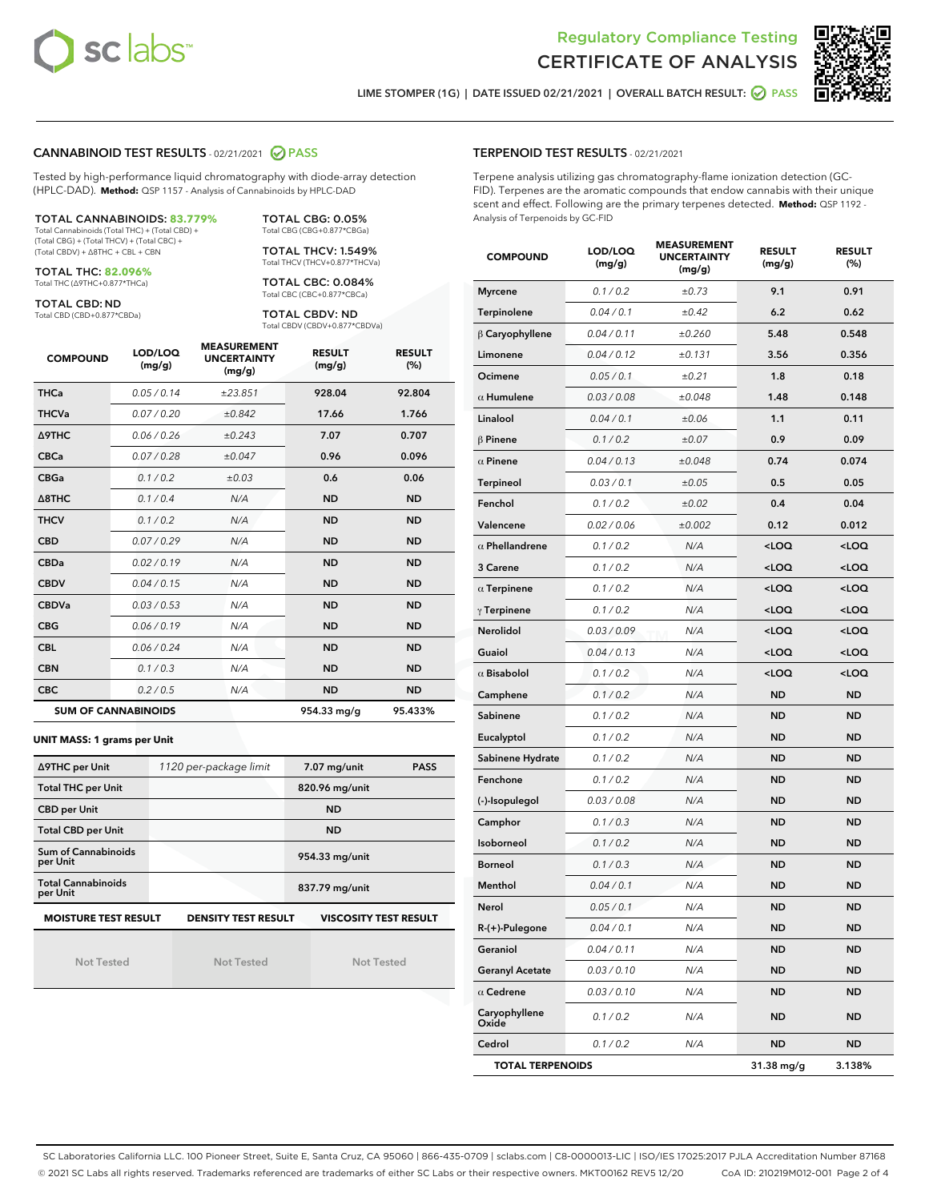Regulatory Compliance Testing
# CERTIFICATE OF ANALYSIS

LIME STOMPER (1G) | DATE ISSUED 02/21/2021 | OVERALL BATCH RESULT: PASS

## CANNABINOID TEST RESULTS - 02/21/2021 PASS

Tested by high-performance liquid chromatography with diode-array detection (HPLC-DAD). **Method:** QSP 1157 - Analysis of Cannabinoids by HPLC-DAD

**TOTAL CANNABINOIDS: 83.779%**
Total Cannabinoids (Total THC) + (Total CBD) + (Total CBG) + (Total THCV) + (Total CBC) + (Total CBDV) + Δ8THC + CBL + CBN

**TOTAL THC: 82.096%**
Total THC (Δ9THC+0.877*THCa)

**TOTAL CBD: ND**
Total CBD (CBD+0.877*CBDa)

**TOTAL CBG: 0.05%**
Total CBG (CBG+0.877*CBGa)

**TOTAL THCV: 1.549%**
Total THCV (THCV+0.877*THCVa)

**TOTAL CBC: 0.084%**
Total CBC (CBC+0.877*CBCa)

**TOTAL CBDV: ND**
Total CBDV (CBDV+0.877*CBDVa)

| COMPOUND | LOD/LOQ (mg/g) | MEASUREMENT UNCERTAINTY (mg/g) | RESULT (mg/g) | RESULT (%) |
|---|---|---|---|---|
| THCa | 0.05 / 0.14 | ±23.851 | 928.04 | 92.804 |
| THCVa | 0.07 / 0.20 | ±0.842 | 17.66 | 1.766 |
| Δ9THC | 0.06 / 0.26 | ±0.243 | 7.07 | 0.707 |
| CBCa | 0.07 / 0.28 | ±0.047 | 0.96 | 0.096 |
| CBGa | 0.1 / 0.2 | ±0.03 | 0.6 | 0.06 |
| Δ8THC | 0.1 / 0.4 | N/A | ND | ND |
| THCV | 0.1 / 0.2 | N/A | ND | ND |
| CBD | 0.07 / 0.29 | N/A | ND | ND |
| CBDa | 0.02 / 0.19 | N/A | ND | ND |
| CBDV | 0.04 / 0.15 | N/A | ND | ND |
| CBDVa | 0.03 / 0.53 | N/A | ND | ND |
| CBG | 0.06 / 0.19 | N/A | ND | ND |
| CBL | 0.06 / 0.24 | N/A | ND | ND |
| CBN | 0.1 / 0.3 | N/A | ND | ND |
| CBC | 0.2 / 0.5 | N/A | ND | ND |
| **SUM OF CANNABINOIDS** | | | **954.33 mg/g** | **95.433%** |

**UNIT MASS: 1 grams per Unit**

| Δ9THC per Unit | 1120 per-package limit | 7.07 mg/unit | PASS |
|---|---|---|---|
| Total THC per Unit | | 820.96 mg/unit | |
| CBD per Unit | | ND | |
| Total CBD per Unit | | ND | |
| Sum of Cannabinoids per Unit | | 954.33 mg/unit | |
| Total Cannabinoids per Unit | | 837.79 mg/unit | |

| MOISTURE TEST RESULT | DENSITY TEST RESULT | VISCOSITY TEST RESULT |
|---|---|---|
| Not Tested | Not Tested | Not Tested |

## TERPENOID TEST RESULTS - 02/21/2021

Terpene analysis utilizing gas chromatography-flame ionization detection (GC-FID). Terpenes are the aromatic compounds that endow cannabis with their unique scent and effect. Following are the primary terpenes detected. **Method:** QSP 1192 - Analysis of Terpenoids by GC-FID

| COMPOUND | LOD/LOQ (mg/g) | MEASUREMENT UNCERTAINTY (mg/g) | RESULT (mg/g) | RESULT (%) |
|---|---|---|---|---|
| Myrcene | 0.1 / 0.2 | ±0.73 | 9.1 | 0.91 |
| Terpinolene | 0.04 / 0.1 | ±0.42 | 6.2 | 0.62 |
| β Caryophyllene | 0.04 / 0.11 | ±0.260 | 5.48 | 0.548 |
| Limonene | 0.04 / 0.12 | ±0.131 | 3.56 | 0.356 |
| Ocimene | 0.05 / 0.1 | ±0.21 | 1.8 | 0.18 |
| α Humulene | 0.03 / 0.08 | ±0.048 | 1.48 | 0.148 |
| Linalool | 0.04 / 0.1 | ±0.06 | 1.1 | 0.11 |
| β Pinene | 0.1 / 0.2 | ±0.07 | 0.9 | 0.09 |
| α Pinene | 0.04 / 0.13 | ±0.048 | 0.74 | 0.074 |
| Terpineol | 0.03 / 0.1 | ±0.05 | 0.5 | 0.05 |
| Fenchol | 0.1 / 0.2 | ±0.02 | 0.4 | 0.04 |
| Valencene | 0.02 / 0.06 | ±0.002 | 0.12 | 0.012 |
| α Phellandrene | 0.1 / 0.2 | N/A | <LOQ | <LOQ |
| 3 Carene | 0.1 / 0.2 | N/A | <LOQ | <LOQ |
| α Terpinene | 0.1 / 0.2 | N/A | <LOQ | <LOQ |
| γ Terpinene | 0.1 / 0.2 | N/A | <LOQ | <LOQ |
| Nerolidol | 0.03 / 0.09 | N/A | <LOQ | <LOQ |
| Guaiol | 0.04 / 0.13 | N/A | <LOQ | <LOQ |
| α Bisabolol | 0.1 / 0.2 | N/A | <LOQ | <LOQ |
| Camphene | 0.1 / 0.2 | N/A | ND | ND |
| Sabinene | 0.1 / 0.2 | N/A | ND | ND |
| Eucalyptol | 0.1 / 0.2 | N/A | ND | ND |
| Sabinene Hydrate | 0.1 / 0.2 | N/A | ND | ND |
| Fenchone | 0.1 / 0.2 | N/A | ND | ND |
| (-)-Isopulegol | 0.03 / 0.08 | N/A | ND | ND |
| Camphor | 0.1 / 0.3 | N/A | ND | ND |
| Isoborneol | 0.1 / 0.2 | N/A | ND | ND |
| Borneol | 0.1 / 0.3 | N/A | ND | ND |
| Menthol | 0.04 / 0.1 | N/A | ND | ND |
| Nerol | 0.05 / 0.1 | N/A | ND | ND |
| R-(+)-Pulegone | 0.04 / 0.1 | N/A | ND | ND |
| Geraniol | 0.04 / 0.11 | N/A | ND | ND |
| Geranyl Acetate | 0.03 / 0.10 | N/A | ND | ND |
| α Cedrene | 0.03 / 0.10 | N/A | ND | ND |
| Caryophyllene Oxide | 0.1 / 0.2 | N/A | ND | ND |
| Cedrol | 0.1 / 0.2 | N/A | ND | ND |
| **TOTAL TERPENOIDS** | | | **31.38 mg/g** | **3.138%** |

SC Laboratories California LLC. 100 Pioneer Street, Suite E, Santa Cruz, CA 95060 | 866-435-0709 | sclabs.com | C8-0000013-LIC | ISO/IES 17025:2017 PJLA Accreditation Number 87168
© 2021 SC Labs all rights reserved. Trademarks referenced are trademarks of either SC Labs or their respective owners. MKT00162 REV5 12/20 CoA ID: 210219M012-001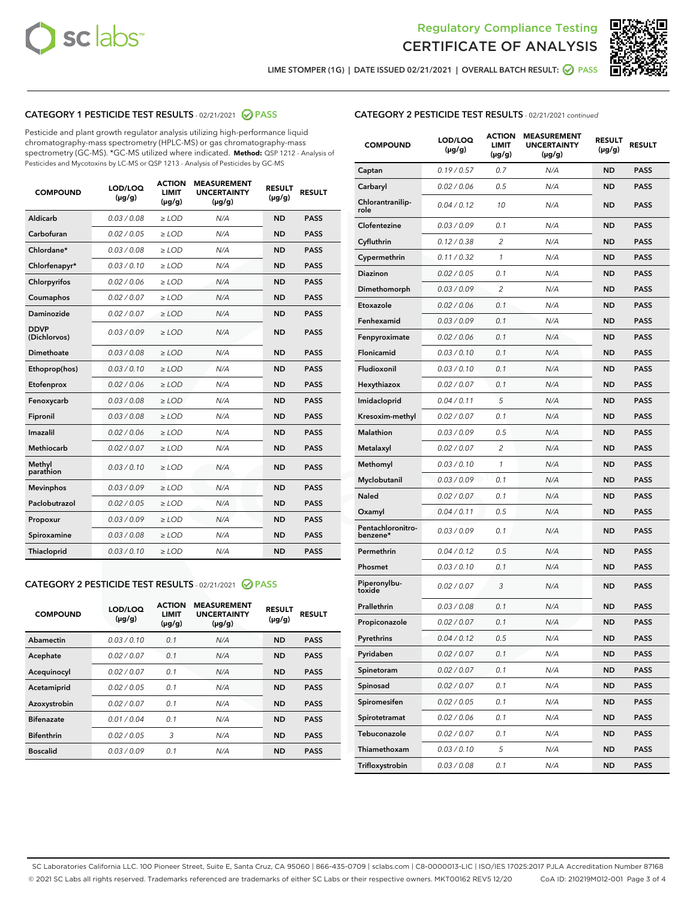LIME STOMPER (1G) | DATE ISSUED 02/21/2021 | OVERALL BATCH RESULT: PASS

## CATEGORY 1 PESTICIDE TEST RESULTS - 02/21/2021 PASS

Pesticide and plant growth regulator analysis utilizing high-performance liquid chromatography-mass spectrometry (HPLC-MS) or gas chromatography-mass spectrometry (GC-MS). *GC-MS utilized where indicated. **Method:** QSP 1212 - Analysis of Pesticides and Mycotoxins by LC-MS or QSP 1213 - Analysis of Pesticides by GC-MS

| COMPOUND | LOD/LOQ (µg/g) | ACTION LIMIT (µg/g) | MEASUREMENT UNCERTAINTY (µg/g) | RESULT (µg/g) | RESULT |
|---|---|---|---|---|---|
| Aldicarb | 0.03 / 0.08 | ≥ LOD | N/A | ND | PASS |
| Carbofuran | 0.02 / 0.05 | ≥ LOD | N/A | ND | PASS |
| Chlordane* | 0.03 / 0.08 | ≥ LOD | N/A | ND | PASS |
| Chlorfenapyr* | 0.03 / 0.10 | ≥ LOD | N/A | ND | PASS |
| Chlorpyrifos | 0.02 / 0.06 | ≥ LOD | N/A | ND | PASS |
| Coumaphos | 0.02 / 0.07 | ≥ LOD | N/A | ND | PASS |
| Daminozide | 0.02 / 0.07 | ≥ LOD | N/A | ND | PASS |
| DDVP (Dichlorvos) | 0.03 / 0.09 | ≥ LOD | N/A | ND | PASS |
| Dimethoate | 0.03 / 0.08 | ≥ LOD | N/A | ND | PASS |
| Ethoprop(hos) | 0.03 / 0.10 | ≥ LOD | N/A | ND | PASS |
| Etofenprox | 0.02 / 0.06 | ≥ LOD | N/A | ND | PASS |
| Fenoxycarb | 0.03 / 0.08 | ≥ LOD | N/A | ND | PASS |
| Fipronil | 0.03 / 0.08 | ≥ LOD | N/A | ND | PASS |
| Imazalil | 0.02 / 0.06 | ≥ LOD | N/A | ND | PASS |
| Methiocarb | 0.02 / 0.07 | ≥ LOD | N/A | ND | PASS |
| Methyl parathion | 0.03 / 0.10 | ≥ LOD | N/A | ND | PASS |
| Mevinphos | 0.03 / 0.09 | ≥ LOD | N/A | ND | PASS |
| Paclobutrazol | 0.02 / 0.05 | ≥ LOD | N/A | ND | PASS |
| Propoxur | 0.03 / 0.09 | ≥ LOD | N/A | ND | PASS |
| Spiroxamine | 0.03 / 0.08 | ≥ LOD | N/A | ND | PASS |
| Thiacloprid | 0.03 / 0.10 | ≥ LOD | N/A | ND | PASS |

## CATEGORY 2 PESTICIDE TEST RESULTS - 02/21/2021 PASS

| COMPOUND | LOD/LOQ (µg/g) | ACTION LIMIT (µg/g) | MEASUREMENT UNCERTAINTY (µg/g) | RESULT (µg/g) | RESULT |
|---|---|---|---|---|---|
| Abamectin | 0.03 / 0.10 | 0.1 | N/A | ND | PASS |
| Acephate | 0.02 / 0.07 | 0.1 | N/A | ND | PASS |
| Acequinocyl | 0.02 / 0.07 | 0.1 | N/A | ND | PASS |
| Acetamiprid | 0.02 / 0.05 | 0.1 | N/A | ND | PASS |
| Azoxystrobin | 0.02 / 0.07 | 0.1 | N/A | ND | PASS |
| Bifenazate | 0.01 / 0.04 | 0.1 | N/A | ND | PASS |
| Bifenthrin | 0.02 / 0.05 | 3 | N/A | ND | PASS |
| Boscalid | 0.03 / 0.09 | 0.1 | N/A | ND | PASS |
| Captan | 0.19 / 0.57 | 0.7 | N/A | ND | PASS |
| Carbaryl | 0.02 / 0.06 | 0.5 | N/A | ND | PASS |
| Chlorantraniliprole | 0.04 / 0.12 | 10 | N/A | ND | PASS |
| Clofentezine | 0.03 / 0.09 | 0.1 | N/A | ND | PASS |
| Cyfluthrin | 0.12 / 0.38 | 2 | N/A | ND | PASS |
| Cypermethrin | 0.11 / 0.32 | 1 | N/A | ND | PASS |
| Diazinon | 0.02 / 0.05 | 0.1 | N/A | ND | PASS |
| Dimethomorph | 0.03 / 0.09 | 2 | N/A | ND | PASS |
| Etoxazole | 0.02 / 0.06 | 0.1 | N/A | ND | PASS |
| Fenhexamid | 0.03 / 0.09 | 0.1 | N/A | ND | PASS |
| Fenpyroximate | 0.02 / 0.06 | 0.1 | N/A | ND | PASS |
| Flonicamid | 0.03 / 0.10 | 0.1 | N/A | ND | PASS |
| Fludioxonil | 0.03 / 0.10 | 0.1 | N/A | ND | PASS |
| Hexythiazox | 0.02 / 0.07 | 0.1 | N/A | ND | PASS |
| Imidacloprid | 0.04 / 0.11 | 5 | N/A | ND | PASS |
| Kresoxim-methyl | 0.02 / 0.07 | 0.1 | N/A | ND | PASS |
| Malathion | 0.03 / 0.09 | 0.5 | N/A | ND | PASS |
| Metalaxyl | 0.02 / 0.07 | 2 | N/A | ND | PASS |
| Methomyl | 0.03 / 0.10 | 1 | N/A | ND | PASS |
| Myclobutanil | 0.03 / 0.09 | 0.1 | N/A | ND | PASS |
| Naled | 0.02 / 0.07 | 0.1 | N/A | ND | PASS |
| Oxamyl | 0.04 / 0.11 | 0.5 | N/A | ND | PASS |
| Pentachloronitrobenzene* | 0.03 / 0.09 | 0.1 | N/A | ND | PASS |
| Permethrin | 0.04 / 0.12 | 0.5 | N/A | ND | PASS |
| Phosmet | 0.03 / 0.10 | 0.1 | N/A | ND | PASS |
| Piperonylbutoxide | 0.02 / 0.07 | 3 | N/A | ND | PASS |
| Prallethrin | 0.03 / 0.08 | 0.1 | N/A | ND | PASS |
| Propiconazole | 0.02 / 0.07 | 0.1 | N/A | ND | PASS |
| Pyrethrins | 0.04 / 0.12 | 0.5 | N/A | ND | PASS |
| Pyridaben | 0.02 / 0.07 | 0.1 | N/A | ND | PASS |
| Spinetoram | 0.02 / 0.07 | 0.1 | N/A | ND | PASS |
| Spinosad | 0.02 / 0.07 | 0.1 | N/A | ND | PASS |
| Spiromesifen | 0.02 / 0.05 | 0.1 | N/A | ND | PASS |
| Spirotetramat | 0.02 / 0.06 | 0.1 | N/A | ND | PASS |
| Tebuconazole | 0.02 / 0.07 | 0.1 | N/A | ND | PASS |
| Thiamethoxam | 0.03 / 0.10 | 5 | N/A | ND | PASS |
| Trifloxystrobin | 0.03 / 0.08 | 0.1 | N/A | ND | PASS |

SC Laboratories California LLC. 100 Pioneer Street, Suite E, Santa Cruz, CA 95060 | 866-435-0709 | sclabs.com | C8-0000013-LIC | ISO/IES 17025:2017 PJLA Accreditation Number 87168
© 2021 SC Labs all rights reserved. Trademarks referenced are trademarks of either SC Labs or their respective owners. MKT00162 REV5 12/20 CoA ID: 210219M012-001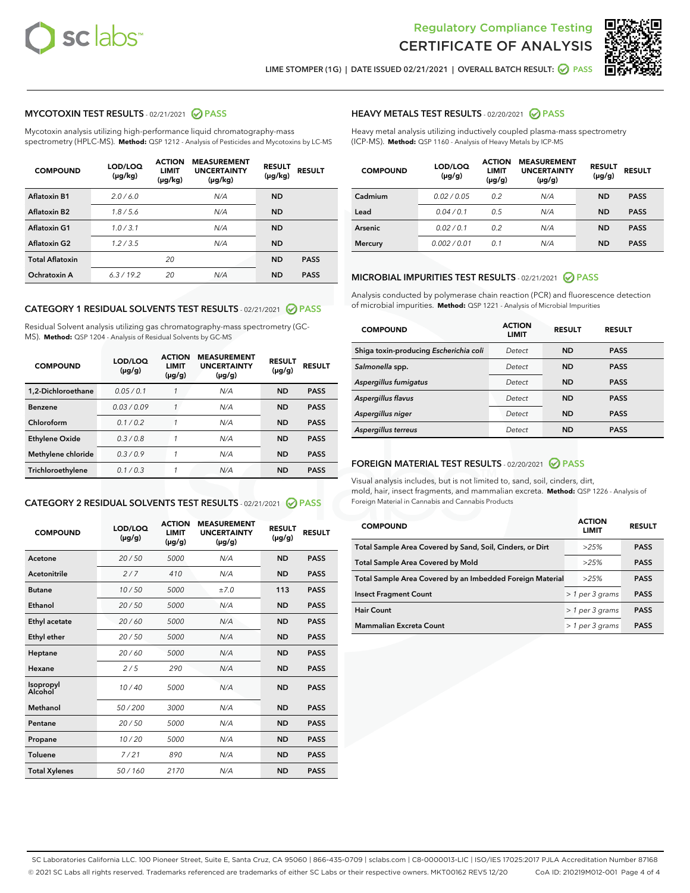Regulatory Compliance Testing
CERTIFICATE OF ANALYSIS

LIME STOMPER (1G) | DATE ISSUED 02/21/2021 | OVERALL BATCH RESULT: PASS

## MYCOTOXIN TEST RESULTS - 02/21/2021 PASS

Mycotoxin analysis utilizing high-performance liquid chromatography-mass spectrometry (HPLC-MS). **Method:** QSP 1212 - Analysis of Pesticides and Mycotoxins by LC-MS

| COMPOUND | LOD/LOQ (µg/kg) | ACTION LIMIT (µg/kg) | MEASUREMENT UNCERTAINTY (µg/kg) | RESULT (µg/kg) | RESULT |
|---|---|---|---|---|---|
| Aflatoxin B1 | 2.0 / 6.0 | | N/A | ND | |
| Aflatoxin B2 | 1.8 / 5.6 | | N/A | ND | |
| Aflatoxin G1 | 1.0 / 3.1 | | N/A | ND | |
| Aflatoxin G2 | 1.2 / 3.5 | | N/A | ND | |
| Total Aflatoxin | | 20 | | ND | PASS |
| Ochratoxin A | 6.3 / 19.2 | 20 | N/A | ND | PASS |

## CATEGORY 1 RESIDUAL SOLVENTS TEST RESULTS - 02/21/2021 PASS

Residual Solvent analysis utilizing gas chromatography-mass spectrometry (GC-MS). **Method:** QSP 1204 - Analysis of Residual Solvents by GC-MS

| COMPOUND | LOD/LOQ (µg/g) | ACTION LIMIT (µg/g) | MEASUREMENT UNCERTAINTY (µg/g) | RESULT (µg/g) | RESULT |
|---|---|---|---|---|---|
| 1,2-Dichloroethane | 0.05 / 0.1 | 1 | N/A | ND | PASS |
| Benzene | 0.03 / 0.09 | 1 | N/A | ND | PASS |
| Chloroform | 0.1 / 0.2 | 1 | N/A | ND | PASS |
| Ethylene Oxide | 0.3 / 0.8 | 1 | N/A | ND | PASS |
| Methylene chloride | 0.3 / 0.9 | 1 | N/A | ND | PASS |
| Trichloroethylene | 0.1 / 0.3 | 1 | N/A | ND | PASS |

## CATEGORY 2 RESIDUAL SOLVENTS TEST RESULTS - 02/21/2021 PASS

| COMPOUND | LOD/LOQ (µg/g) | ACTION LIMIT (µg/g) | MEASUREMENT UNCERTAINTY (µg/g) | RESULT (µg/g) | RESULT |
|---|---|---|---|---|---|
| Acetone | 20 / 50 | 5000 | N/A | ND | PASS |
| Acetonitrile | 2 / 7 | 410 | N/A | ND | PASS |
| Butane | 10 / 50 | 5000 | ±7.0 | 113 | PASS |
| Ethanol | 20 / 50 | 5000 | N/A | ND | PASS |
| Ethyl acetate | 20 / 60 | 5000 | N/A | ND | PASS |
| Ethyl ether | 20 / 50 | 5000 | N/A | ND | PASS |
| Heptane | 20 / 60 | 5000 | N/A | ND | PASS |
| Hexane | 2 / 5 | 290 | N/A | ND | PASS |
| Isopropyl Alcohol | 10 / 40 | 5000 | N/A | ND | PASS |
| Methanol | 50 / 200 | 3000 | N/A | ND | PASS |
| Pentane | 20 / 50 | 5000 | N/A | ND | PASS |
| Propane | 10 / 20 | 5000 | N/A | ND | PASS |
| Toluene | 7 / 21 | 890 | N/A | ND | PASS |
| Total Xylenes | 50 / 160 | 2170 | N/A | ND | PASS |

## HEAVY METALS TEST RESULTS - 02/20/2021 PASS

Heavy metal analysis utilizing inductively coupled plasma-mass spectrometry (ICP-MS). **Method:** QSP 1160 - Analysis of Heavy Metals by ICP-MS

| COMPOUND | LOD/LOQ (µg/g) | ACTION LIMIT (µg/g) | MEASUREMENT UNCERTAINTY (µg/g) | RESULT (µg/g) | RESULT |
|---|---|---|---|---|---|
| Cadmium | 0.02 / 0.05 | 0.2 | N/A | ND | PASS |
| Lead | 0.04 / 0.1 | 0.5 | N/A | ND | PASS |
| Arsenic | 0.02 / 0.1 | 0.2 | N/A | ND | PASS |
| Mercury | 0.002 / 0.01 | 0.1 | N/A | ND | PASS |

## MICROBIAL IMPURITIES TEST RESULTS - 02/21/2021 PASS

Analysis conducted by polymerase chain reaction (PCR) and fluorescence detection of microbial impurities. **Method:** QSP 1221 - Analysis of Microbial Impurities

| COMPOUND | ACTION LIMIT | RESULT | RESULT |
|---|---|---|---|
| *Shiga toxin-producing Escherichia coli* | Detect | ND | PASS |
| *Salmonella* spp. | Detect | ND | PASS |
| *Aspergillus fumigatus* | Detect | ND | PASS |
| *Aspergillus flavus* | Detect | ND | PASS |
| *Aspergillus niger* | Detect | ND | PASS |
| *Aspergillus terreus* | Detect | ND | PASS |

## FOREIGN MATERIAL TEST RESULTS - 02/20/2021 PASS

Visual analysis includes, but is not limited to, sand, soil, cinders, dirt, mold, hair, insect fragments, and mammalian excreta. **Method:** QSP 1226 - Analysis of Foreign Material in Cannabis and Cannabis Products

| COMPOUND | ACTION LIMIT | RESULT |
|---|---|---|
| Total Sample Area Covered by Sand, Soil, Cinders, or Dirt | >25% | PASS |
| Total Sample Area Covered by Mold | >25% | PASS |
| Total Sample Area Covered by an Imbedded Foreign Material | >25% | PASS |
| Insect Fragment Count | > 1 per 3 grams | PASS |
| Hair Count | > 1 per 3 grams | PASS |
| Mammalian Excreta Count | > 1 per 3 grams | PASS |

SC Laboratories California LLC. 100 Pioneer Street, Suite E, Santa Cruz, CA 95060 | 866-435-0709 | sclabs.com | C8-0000013-LIC | ISO/IES 17025:2017 PJLA Accreditation Number 87168
© 2021 SC Labs all rights reserved. Trademarks referenced are trademarks of either SC Labs or their respective owners. MKT00162 REV5 12/20 CoA ID: 210219M012-001